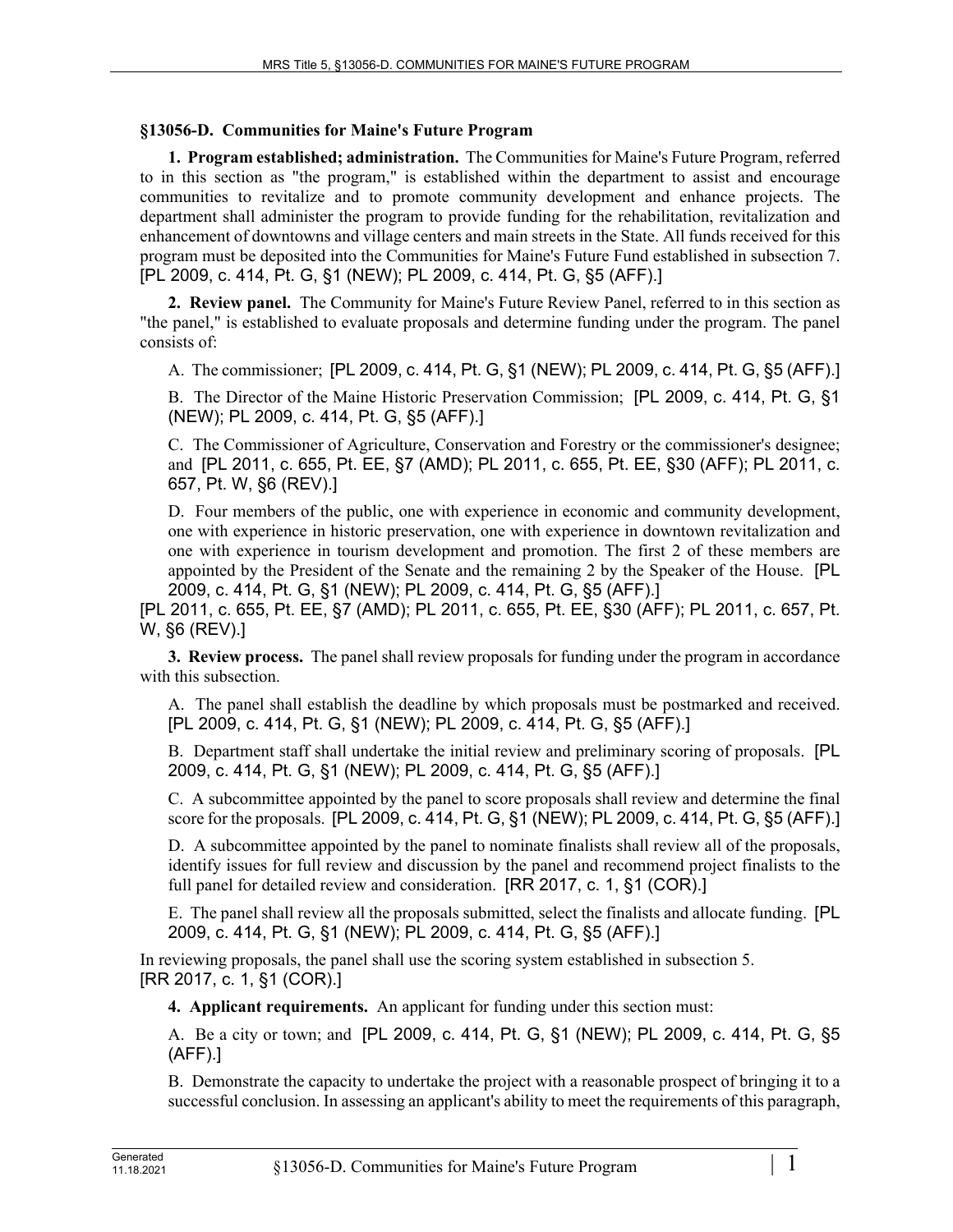## §13056-D. Communities for Maine's Future Program

**1. Program established; administration.** The Communities for Maine's Future Program, referred to in this section as "the program," is established within the department to assist and encourage communities to revitalize and to promote community development and enhance projects. The department shall administer the program to provide funding for the rehabilitation, revitalization and enhancement of downtowns and village centers and main streets in the State. All funds received for this program must be deposited into the Communities for Maine's Future Fund established in subsection 7. [PL 2009, c. 414, Pt. G, §1 (NEW); PL 2009, c. 414, Pt. G, §5 (AFF).]

**2. Review panel.** The Community for Maine's Future Review Panel, referred to in this section as "the panel," is established to evaluate proposals and determine funding under the program. The panel consists of:

A. The commissioner; [PL 2009, c. 414, Pt. G, §1 (NEW); PL 2009, c. 414, Pt. G, §5 (AFF).]

B. The Director of the Maine Historic Preservation Commission; [PL 2009, c. 414, Pt. G, §1 (NEW); PL 2009, c. 414, Pt. G, §5 (AFF).]

C. The Commissioner of Agriculture, Conservation and Forestry or the commissioner's designee; and [PL 2011, c. 655, Pt. EE, §7 (AMD); PL 2011, c. 655, Pt. EE, §30 (AFF); PL 2011, c. 657, Pt. W, §6 (REV).]

D. Four members of the public, one with experience in economic and community development, one with experience in historic preservation, one with experience in downtown revitalization and one with experience in tourism development and promotion. The first 2 of these members are appointed by the President of the Senate and the remaining 2 by the Speaker of the House. [PL 2009, c. 414, Pt. G, §1 (NEW); PL 2009, c. 414, Pt. G, §5 (AFF).]

[PL 2011, c. 655, Pt. EE, §7 (AMD); PL 2011, c. 655, Pt. EE, §30 (AFF); PL 2011, c. 657, Pt. W, §6 (REV).]

**3. Review process.** The panel shall review proposals for funding under the program in accordance with this subsection.

A. The panel shall establish the deadline by which proposals must be postmarked and received. [PL 2009, c. 414, Pt. G, §1 (NEW); PL 2009, c. 414, Pt. G, §5 (AFF).]

B. Department staff shall undertake the initial review and preliminary scoring of proposals. [PL 2009, c. 414, Pt. G, §1 (NEW); PL 2009, c. 414, Pt. G, §5 (AFF).]

C. A subcommittee appointed by the panel to score proposals shall review and determine the final score for the proposals. [PL 2009, c. 414, Pt. G, §1 (NEW); PL 2009, c. 414, Pt. G, §5 (AFF).]

D. A subcommittee appointed by the panel to nominate finalists shall review all of the proposals, identify issues for full review and discussion by the panel and recommend project finalists to the full panel for detailed review and consideration. [RR 2017, c. 1, §1 (COR).]

E. The panel shall review all the proposals submitted, select the finalists and allocate funding. [PL 2009, c. 414, Pt. G, §1 (NEW); PL 2009, c. 414, Pt. G, §5 (AFF).]

In reviewing proposals, the panel shall use the scoring system established in subsection 5.
[RR 2017, c. 1, §1 (COR).]

**4. Applicant requirements.** An applicant for funding under this section must:

A. Be a city or town; and [PL 2009, c. 414, Pt. G, §1 (NEW); PL 2009, c. 414, Pt. G, §5 (AFF).]

B. Demonstrate the capacity to undertake the project with a reasonable prospect of bringing it to a successful conclusion. In assessing an applicant's ability to meet the requirements of this paragraph,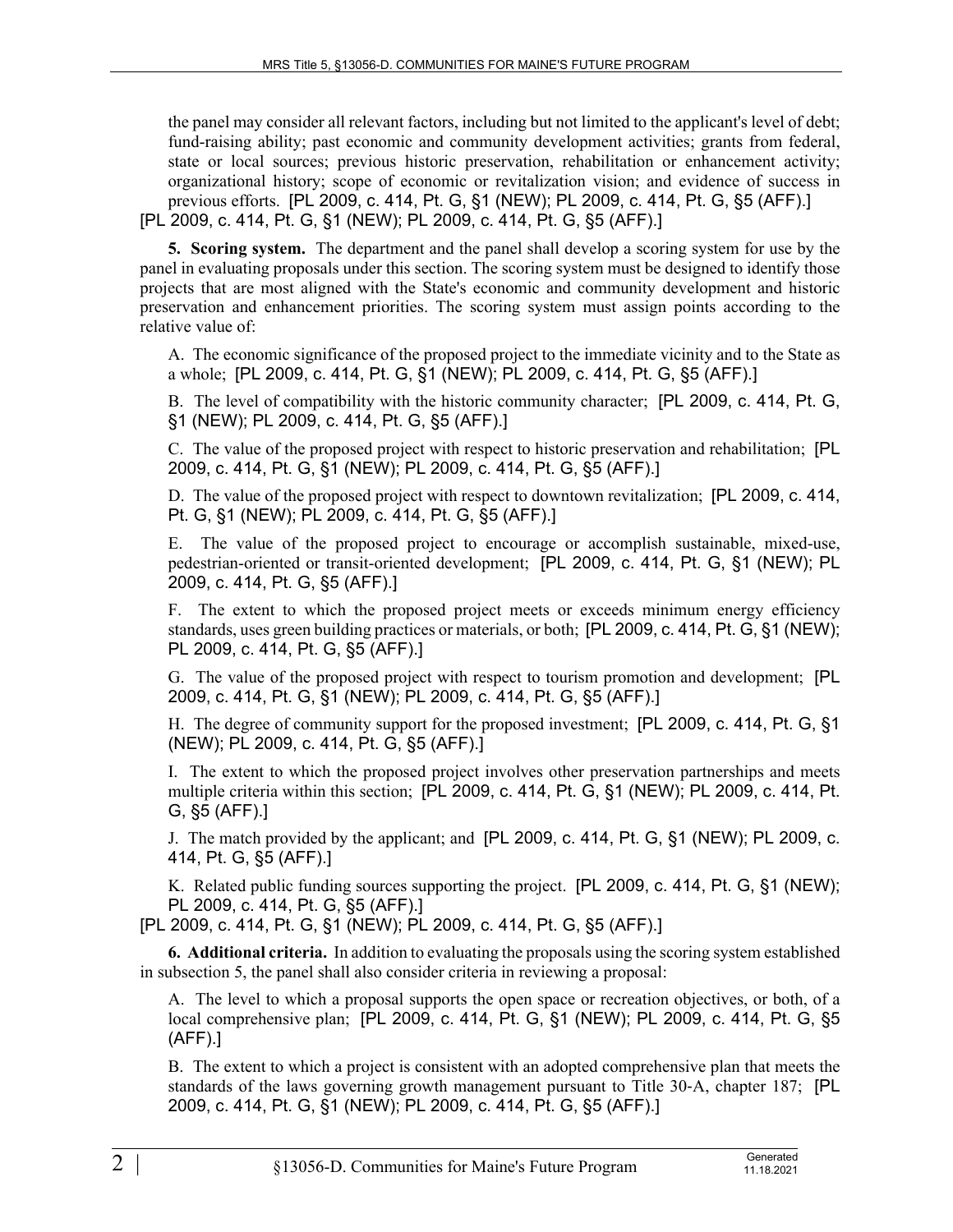the panel may consider all relevant factors, including but not limited to the applicant's level of debt; fund-raising ability; past economic and community development activities; grants from federal, state or local sources; previous historic preservation, rehabilitation or enhancement activity; organizational history; scope of economic or revitalization vision; and evidence of success in previous efforts. [PL 2009, c. 414, Pt. G, §1 (NEW); PL 2009, c. 414, Pt. G, §5 (AFF).]

[PL 2009, c. 414, Pt. G, §1 (NEW); PL 2009, c. 414, Pt. G, §5 (AFF).]

**5. Scoring system.** The department and the panel shall develop a scoring system for use by the panel in evaluating proposals under this section. The scoring system must be designed to identify those projects that are most aligned with the State's economic and community development and historic preservation and enhancement priorities. The scoring system must assign points according to the relative value of:

A. The economic significance of the proposed project to the immediate vicinity and to the State as a whole; [PL 2009, c. 414, Pt. G, §1 (NEW); PL 2009, c. 414, Pt. G, §5 (AFF).]

B. The level of compatibility with the historic community character; [PL 2009, c. 414, Pt. G, §1 (NEW); PL 2009, c. 414, Pt. G, §5 (AFF).]

C. The value of the proposed project with respect to historic preservation and rehabilitation; [PL 2009, c. 414, Pt. G, §1 (NEW); PL 2009, c. 414, Pt. G, §5 (AFF).]

D. The value of the proposed project with respect to downtown revitalization; [PL 2009, c. 414, Pt. G, §1 (NEW); PL 2009, c. 414, Pt. G, §5 (AFF).]

E. The value of the proposed project to encourage or accomplish sustainable, mixed-use, pedestrian-oriented or transit-oriented development; [PL 2009, c. 414, Pt. G, §1 (NEW); PL 2009, c. 414, Pt. G, §5 (AFF).]

F. The extent to which the proposed project meets or exceeds minimum energy efficiency standards, uses green building practices or materials, or both; [PL 2009, c. 414, Pt. G, §1 (NEW); PL 2009, c. 414, Pt. G, §5 (AFF).]

G. The value of the proposed project with respect to tourism promotion and development; [PL 2009, c. 414, Pt. G, §1 (NEW); PL 2009, c. 414, Pt. G, §5 (AFF).]

H. The degree of community support for the proposed investment; [PL 2009, c. 414, Pt. G, §1 (NEW); PL 2009, c. 414, Pt. G, §5 (AFF).]

I. The extent to which the proposed project involves other preservation partnerships and meets multiple criteria within this section; [PL 2009, c. 414, Pt. G, §1 (NEW); PL 2009, c. 414, Pt. G, §5 (AFF).]

J. The match provided by the applicant; and [PL 2009, c. 414, Pt. G, §1 (NEW); PL 2009, c. 414, Pt. G, §5 (AFF).]

K. Related public funding sources supporting the project. [PL 2009, c. 414, Pt. G, §1 (NEW); PL 2009, c. 414, Pt. G, §5 (AFF).]

[PL 2009, c. 414, Pt. G, §1 (NEW); PL 2009, c. 414, Pt. G, §5 (AFF).]

**6. Additional criteria.** In addition to evaluating the proposals using the scoring system established in subsection 5, the panel shall also consider criteria in reviewing a proposal:

A. The level to which a proposal supports the open space or recreation objectives, or both, of a local comprehensive plan; [PL 2009, c. 414, Pt. G, §1 (NEW); PL 2009, c. 414, Pt. G, §5 (AFF).]

B. The extent to which a project is consistent with an adopted comprehensive plan that meets the standards of the laws governing growth management pursuant to Title 30-A, chapter 187; [PL 2009, c. 414, Pt. G, §1 (NEW); PL 2009, c. 414, Pt. G, §5 (AFF).]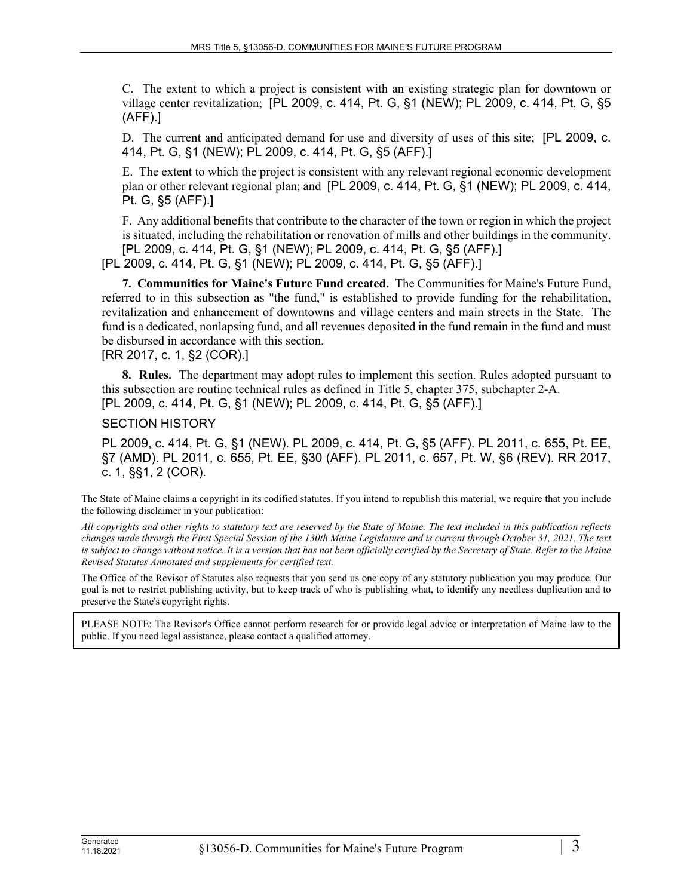C. The extent to which a project is consistent with an existing strategic plan for downtown or village center revitalization; [PL 2009, c. 414, Pt. G, §1 (NEW); PL 2009, c. 414, Pt. G, §5 (AFF).]

D. The current and anticipated demand for use and diversity of uses of this site; [PL 2009, c. 414, Pt. G, §1 (NEW); PL 2009, c. 414, Pt. G, §5 (AFF).]

E. The extent to which the project is consistent with any relevant regional economic development plan or other relevant regional plan; and [PL 2009, c. 414, Pt. G, §1 (NEW); PL 2009, c. 414, Pt. G, §5 (AFF).]

F. Any additional benefits that contribute to the character of the town or region in which the project is situated, including the rehabilitation or renovation of mills and other buildings in the community. [PL 2009, c. 414, Pt. G, §1 (NEW); PL 2009, c. 414, Pt. G, §5 (AFF).]

[PL 2009, c. 414, Pt. G, §1 (NEW); PL 2009, c. 414, Pt. G, §5 (AFF).]

**7. Communities for Maine's Future Fund created.** The Communities for Maine's Future Fund, referred to in this subsection as "the fund," is established to provide funding for the rehabilitation, revitalization and enhancement of downtowns and village centers and main streets in the State. The fund is a dedicated, nonlapsing fund, and all revenues deposited in the fund remain in the fund and must be disbursed in accordance with this section.

[RR 2017, c. 1, §2 (COR).]

**8. Rules.** The department may adopt rules to implement this section. Rules adopted pursuant to this subsection are routine technical rules as defined in Title 5, chapter 375, subchapter 2-A.

[PL 2009, c. 414, Pt. G, §1 (NEW); PL 2009, c. 414, Pt. G, §5 (AFF).]

SECTION HISTORY

PL 2009, c. 414, Pt. G, §1 (NEW). PL 2009, c. 414, Pt. G, §5 (AFF). PL 2011, c. 655, Pt. EE, §7 (AMD). PL 2011, c. 655, Pt. EE, §30 (AFF). PL 2011, c. 657, Pt. W, §6 (REV). RR 2017, c. 1, §§1, 2 (COR).

The State of Maine claims a copyright in its codified statutes. If you intend to republish this material, we require that you include the following disclaimer in your publication:

*All copyrights and other rights to statutory text are reserved by the State of Maine. The text included in this publication reflects changes made through the First Special Session of the 130th Maine Legislature and is current through October 31, 2021. The text is subject to change without notice. It is a version that has not been officially certified by the Secretary of State. Refer to the Maine Revised Statutes Annotated and supplements for certified text.*

The Office of the Revisor of Statutes also requests that you send us one copy of any statutory publication you may produce. Our goal is not to restrict publishing activity, but to keep track of who is publishing what, to identify any needless duplication and to preserve the State's copyright rights.

PLEASE NOTE: The Revisor's Office cannot perform research for or provide legal advice or interpretation of Maine law to the public. If you need legal assistance, please contact a qualified attorney.